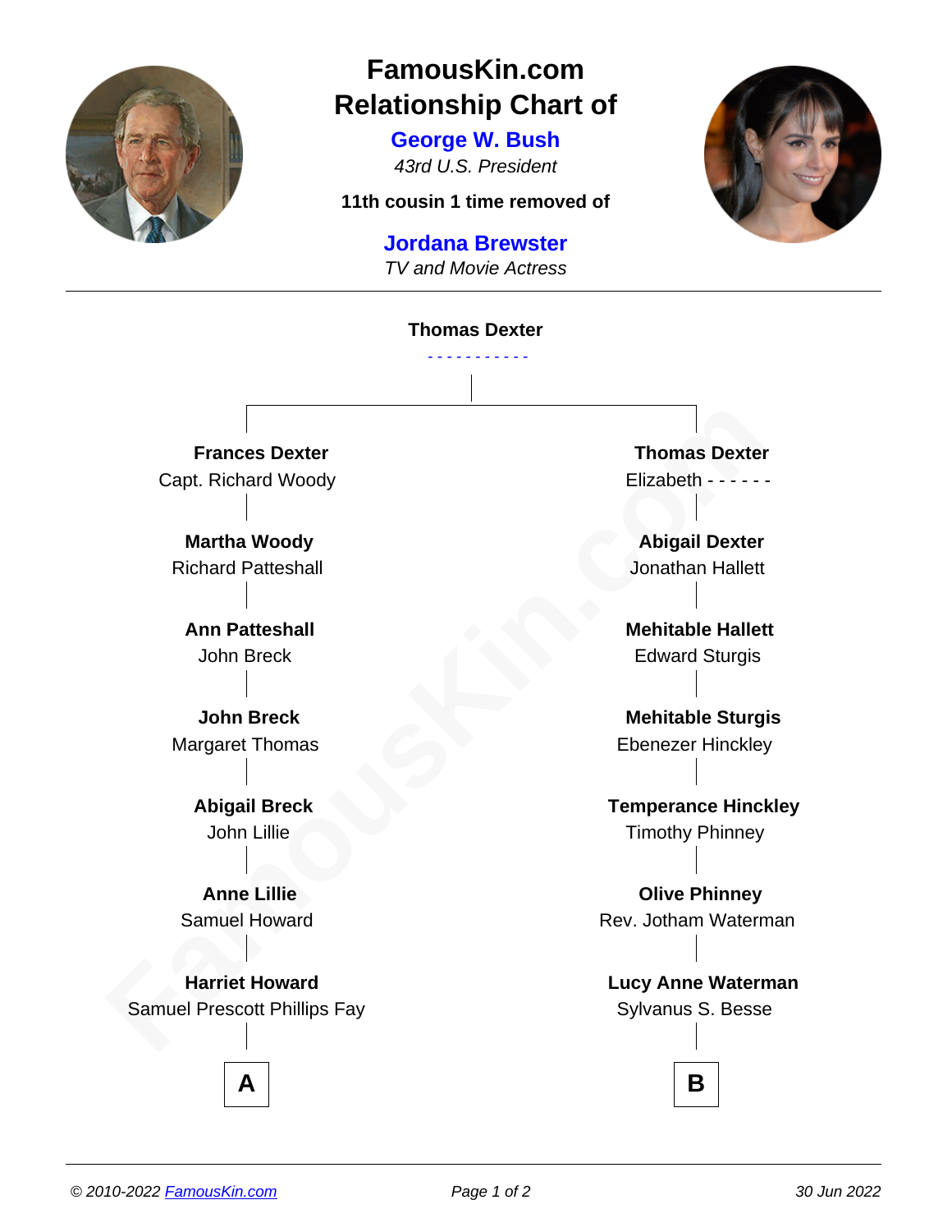# FamousKin.com Relationship Chart of

**George W. Bush**

*43rd U.S. President*

**11th cousin 1 time removed of**

**Jordana Brewster**

*TV and Movie Actress*

---

**Thomas Dexter**

\- - - - - - - - - - -

| A | B |
| --- | --- |
| **Frances Dexter**<br>Capt. Richard Woody | **Thomas Dexter**<br>Elizabeth - - - - - - |
| **Martha Woody**<br>Richard Patteshall | **Abigail Dexter**<br>Jonathan Hallett |
| **Ann Patteshall**<br>John Breck | **Mehitable Hallett**<br>Edward Sturgis |
| **John Breck**<br>Margaret Thomas | **Mehitable Sturgis**<br>Ebenezer Hinckley |
| **Abigail Breck**<br>John Lillie | **Temperance Hinckley**<br>Timothy Phinney |
| **Anne Lillie**<br>Samuel Howard | **Olive Phinney**<br>Rev. Jotham Waterman |
| **Harriet Howard**<br>Samuel Prescott Phillips Fay | **Lucy Anne Waterman**<br>Sylvanus S. Besse |
| **A** | **B** |

*© 2010-2022 FamousKin.com*

*30 Jun 2022*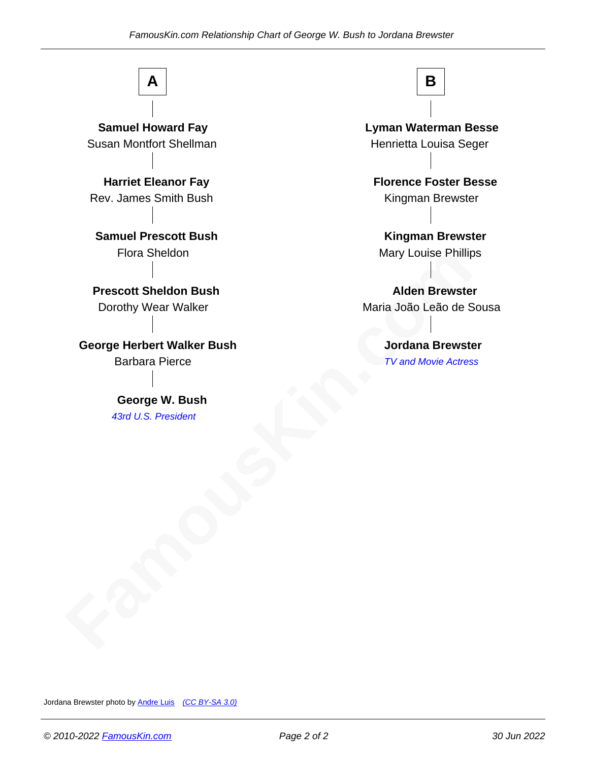## A

**Samuel Howard Fay**
Susan Montfort Shellman

**Harriet Eleanor Fay**
Rev. James Smith Bush

**Samuel Prescott Bush**
Flora Sheldon

**Prescott Sheldon Bush**
Dorothy Wear Walker

**George Herbert Walker Bush**
Barbara Pierce

**George W. Bush**
*43rd U.S. President*

## B

**Lyman Waterman Besse**
Henrietta Louisa Seger

**Florence Foster Besse**
Kingman Brewster

**Kingman Brewster**
Mary Louise Phillips

**Alden Brewster**
Maria João Leão de Sousa

**Jordana Brewster**
*TV and Movie Actress*

Jordana Brewster photo by Andre Luis *(CC BY-SA 3.0)*